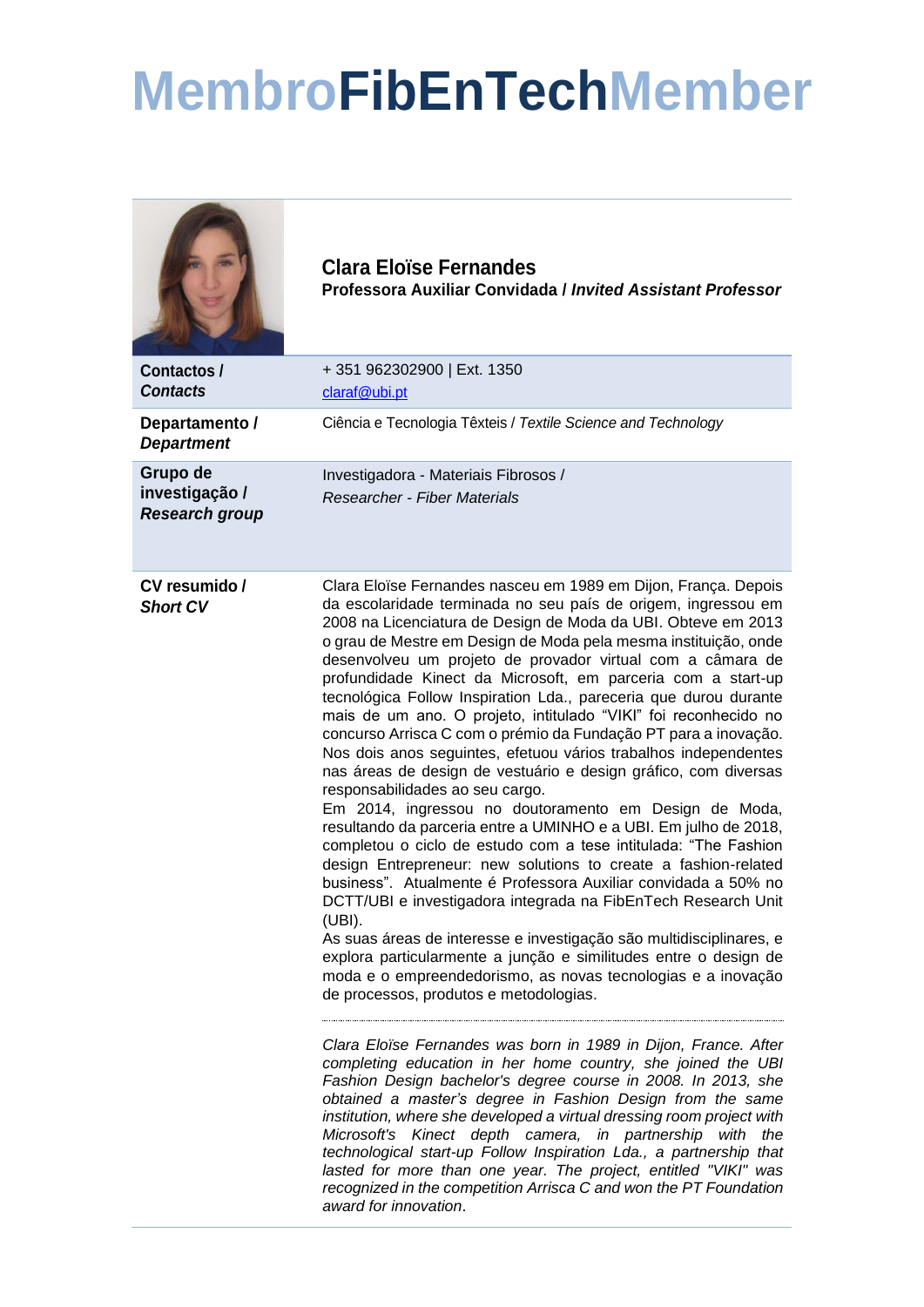# MembroFibEnTechMember

**Clara Eloïse Fernandes**
**Professora Auxiliar Convidada / *Invited Assistant Professor***

| | |
|---|---|
| **Contactos / *Contacts*** | + 351 962302900 \| Ext. 1350<br>claraf@ubi.pt |
| **Departamento / *Department*** | Ciência e Tecnologia Têxteis / *Textile Science and Technology* |
| **Grupo de investigação / *Research group*** | Investigadora - Materiais Fibrosos /<br>*Researcher - Fiber Materials* |

**CV resumido / *Short CV***

Clara Eloïse Fernandes nasceu em 1989 em Dijon, França. Depois da escolaridade terminada no seu país de origem, ingressou em 2008 na Licenciatura de Design de Moda da UBI. Obteve em 2013 o grau de Mestre em Design de Moda pela mesma instituição, onde desenvolveu um projeto de provador virtual com a câmara de profundidade Kinect da Microsoft, em parceria com a start-up tecnológica Follow Inspiration Lda., pareceria que durou durante mais de um ano. O projeto, intitulado "VIKI" foi reconhecido no concurso Arrisca C com o prémio da Fundação PT para a inovação. Nos dois anos seguintes, efetuou vários trabalhos independentes nas áreas de design de vestuário e design gráfico, com diversas responsabilidades ao seu cargo.
Em 2014, ingressou no doutoramento em Design de Moda, resultando da parceria entre a UMINHO e a UBI. Em julho de 2018, completou o ciclo de estudo com a tese intitulada: "The Fashion design Entrepreneur: new solutions to create a fashion-related business". Atualmente é Professora Auxiliar convidada a 50% no DCTT/UBI e investigadora integrada na FibEnTech Research Unit (UBI).
As suas áreas de interesse e investigação são multidisciplinares, e explora particularmente a junção e similitudes entre o design de moda e o empreendedorismo, as novas tecnologias e a inovação de processos, produtos e metodologias.

---

*Clara Eloïse Fernandes was born in 1989 in Dijon, France. After completing education in her home country, she joined the UBI Fashion Design bachelor's degree course in 2008. In 2013, she obtained a master's degree in Fashion Design from the same institution, where she developed a virtual dressing room project with Microsoft's Kinect depth camera, in partnership with the technological start-up Follow Inspiration Lda., a partnership that lasted for more than one year. The project, entitled "VIKI" was recognized in the competition Arrisca C and won the PT Foundation award for innovation.*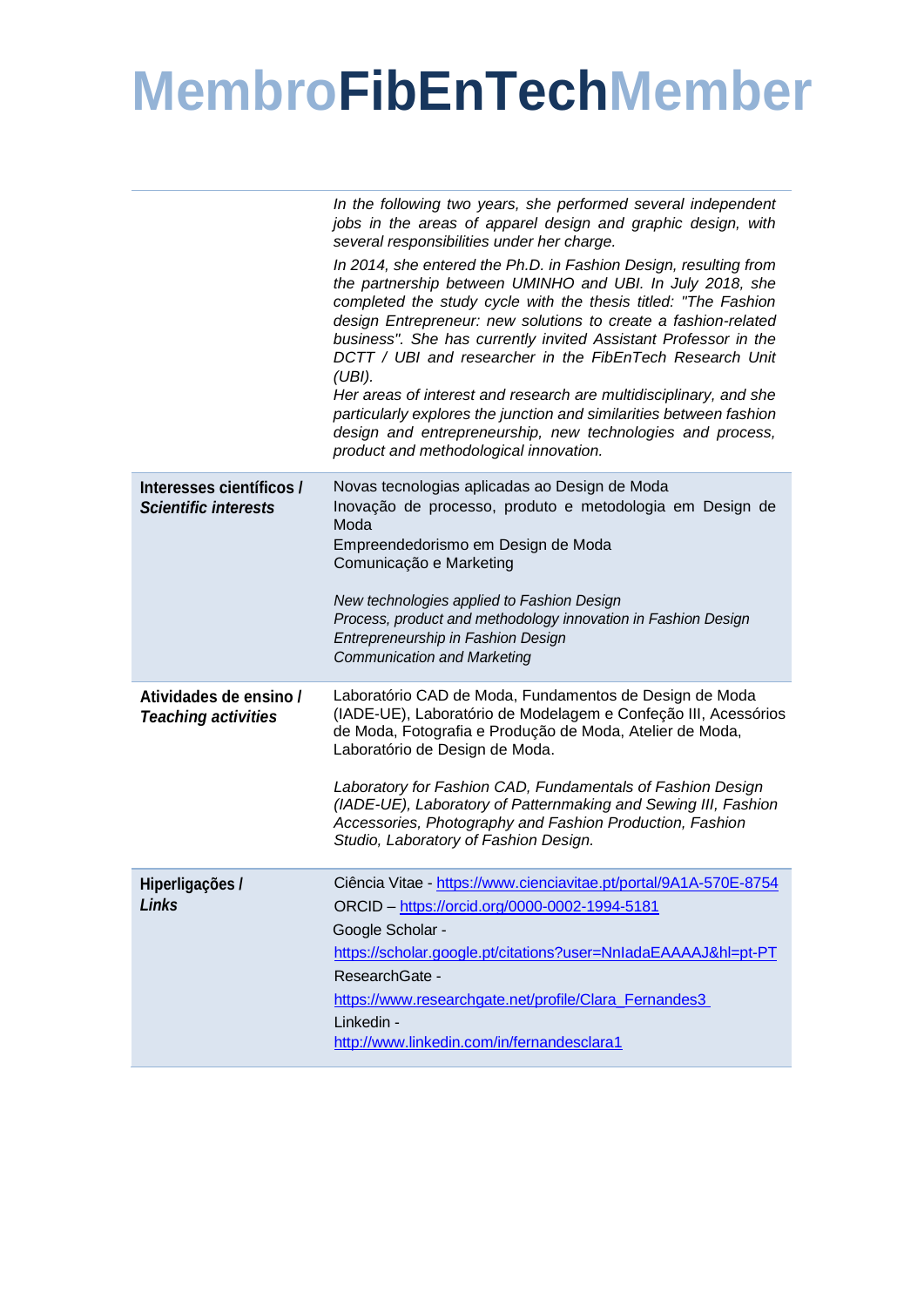# MembroFibEnTechMember

| | |
|---|---|
| | *In the following two years, she performed several independent jobs in the areas of apparel design and graphic design, with several responsibilities under her charge.* *In 2014, she entered the Ph.D. in Fashion Design, resulting from the partnership between UMINHO and UBI. In July 2018, she completed the study cycle with the thesis titled: "The Fashion design Entrepreneur: new solutions to create a fashion-related business". She has currently invited Assistant Professor in the DCTT / UBI and researcher in the FibEnTech Research Unit (UBI).* *Her areas of interest and research are multidisciplinary, and she particularly explores the junction and similarities between fashion design and entrepreneurship, new technologies and process, product and methodological innovation.* |
| **Interesses científicos /** ***Scientific interests*** | Novas tecnologias aplicadas ao Design de Moda<br>Inovação de processo, produto e metodologia em Design de Moda<br>Empreendedorismo em Design de Moda<br>Comunicação e Marketing<br><br>*New technologies applied to Fashion Design*<br>*Process, product and methodology innovation in Fashion Design*<br>*Entrepreneurship in Fashion Design*<br>*Communication and Marketing* |
| **Atividades de ensino /** ***Teaching activities*** | Laboratório CAD de Moda, Fundamentos de Design de Moda (IADE-UE), Laboratório de Modelagem e Confeção III, Acessórios de Moda, Fotografia e Produção de Moda, Atelier de Moda, Laboratório de Design de Moda.<br><br>*Laboratory for Fashion CAD, Fundamentals of Fashion Design (IADE-UE), Laboratory of Patternmaking and Sewing III, Fashion Accessories, Photography and Fashion Production, Fashion Studio, Laboratory of Fashion Design.* |
| **Hiperligações /** ***Links*** | Ciência Vitae - https://www.cienciavitae.pt/portal/9A1A-570E-8754<br>ORCID – https://orcid.org/0000-0002-1994-5181<br>Google Scholar -<br>https://scholar.google.pt/citations?user=NnIadaEAAAAJ&hl=pt-PT<br>ResearchGate -<br>https://www.researchgate.net/profile/Clara_Fernandes3<br>Linkedin -<br>http://www.linkedin.com/in/fernandesclara1 |